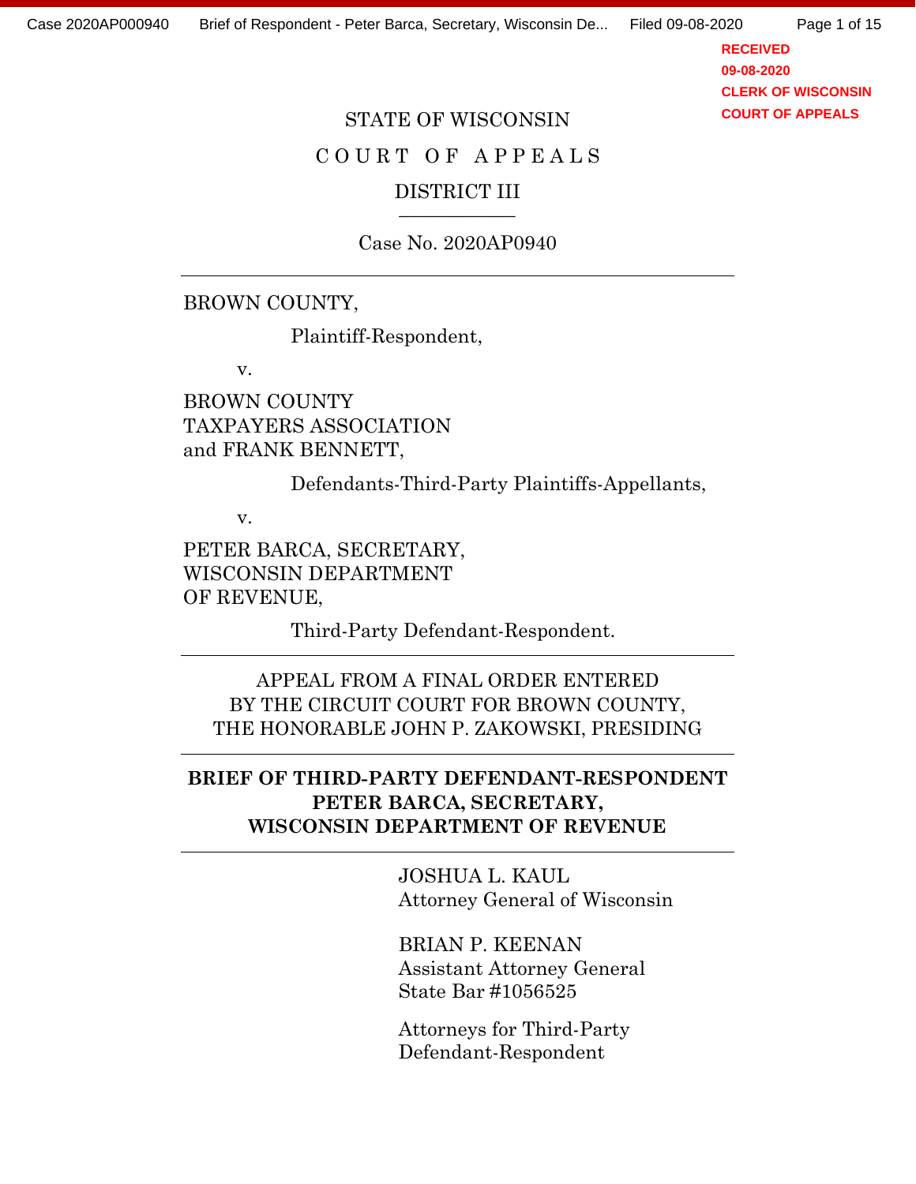STATE OF WISCONSIN

C O U R T   O F   A P P E A L S

DISTRICT III

Case No. 2020AP0940

---

BROWN COUNTY,

Plaintiff-Respondent,

v.

BROWN COUNTY
TAXPAYERS ASSOCIATION
and FRANK BENNETT,

Defendants-Third-Party Plaintiffs-Appellants,

v.

PETER BARCA, SECRETARY,
WISCONSIN DEPARTMENT
OF REVENUE,

Third-Party Defendant-Respondent.

---

APPEAL FROM A FINAL ORDER ENTERED
BY THE CIRCUIT COURT FOR BROWN COUNTY,
THE HONORABLE JOHN P. ZAKOWSKI, PRESIDING

---

**BRIEF OF THIRD-PARTY DEFENDANT-RESPONDENT PETER BARCA, SECRETARY, WISCONSIN DEPARTMENT OF REVENUE**

---

JOSHUA L. KAUL
Attorney General of Wisconsin

BRIAN P. KEENAN
Assistant Attorney General
State Bar #1056525

Attorneys for Third-Party Defendant-Respondent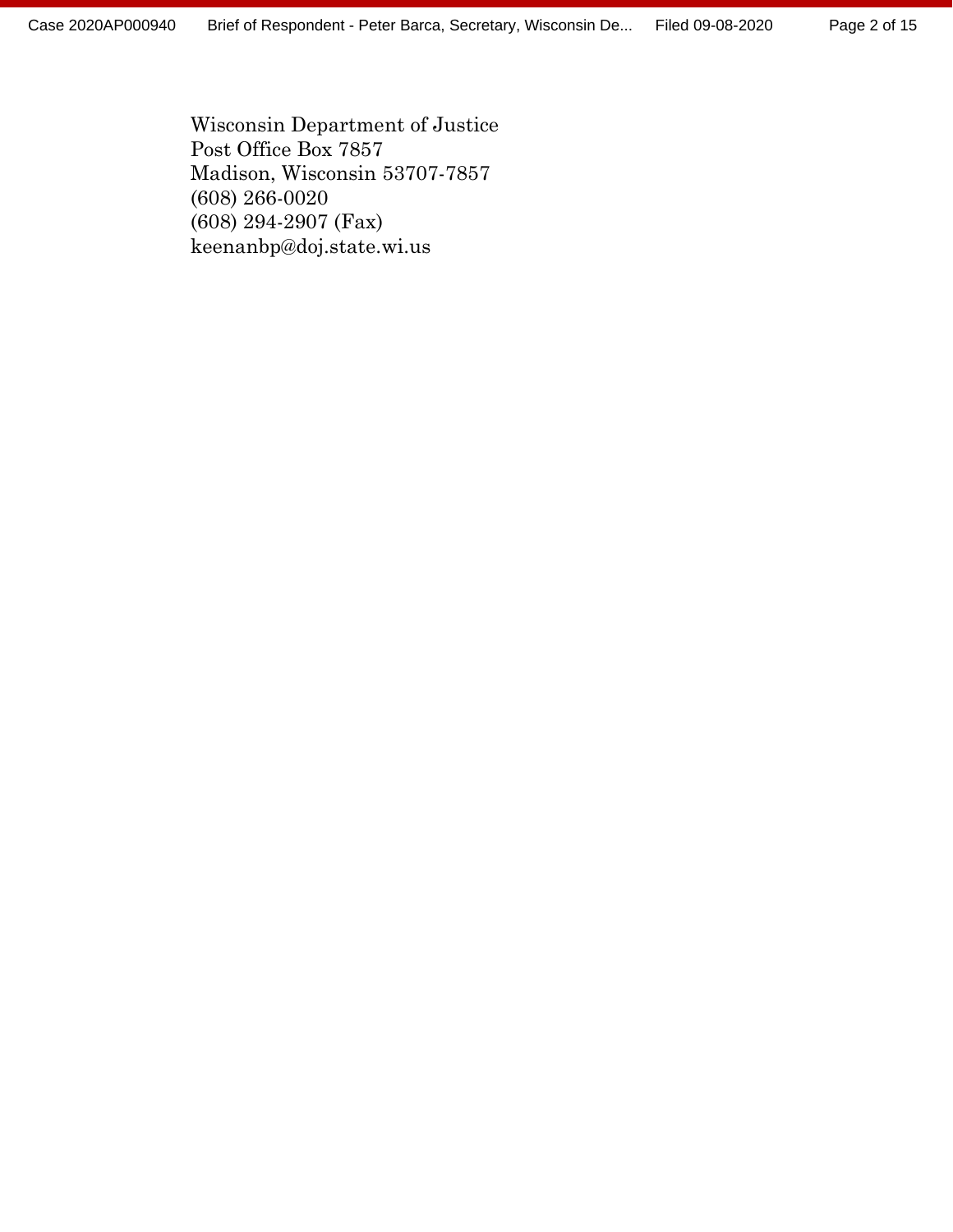Wisconsin Department of Justice
Post Office Box 7857
Madison, Wisconsin 53707-7857
(608) 266-0020
(608) 294-2907 (Fax)
keenanbp@doj.state.wi.us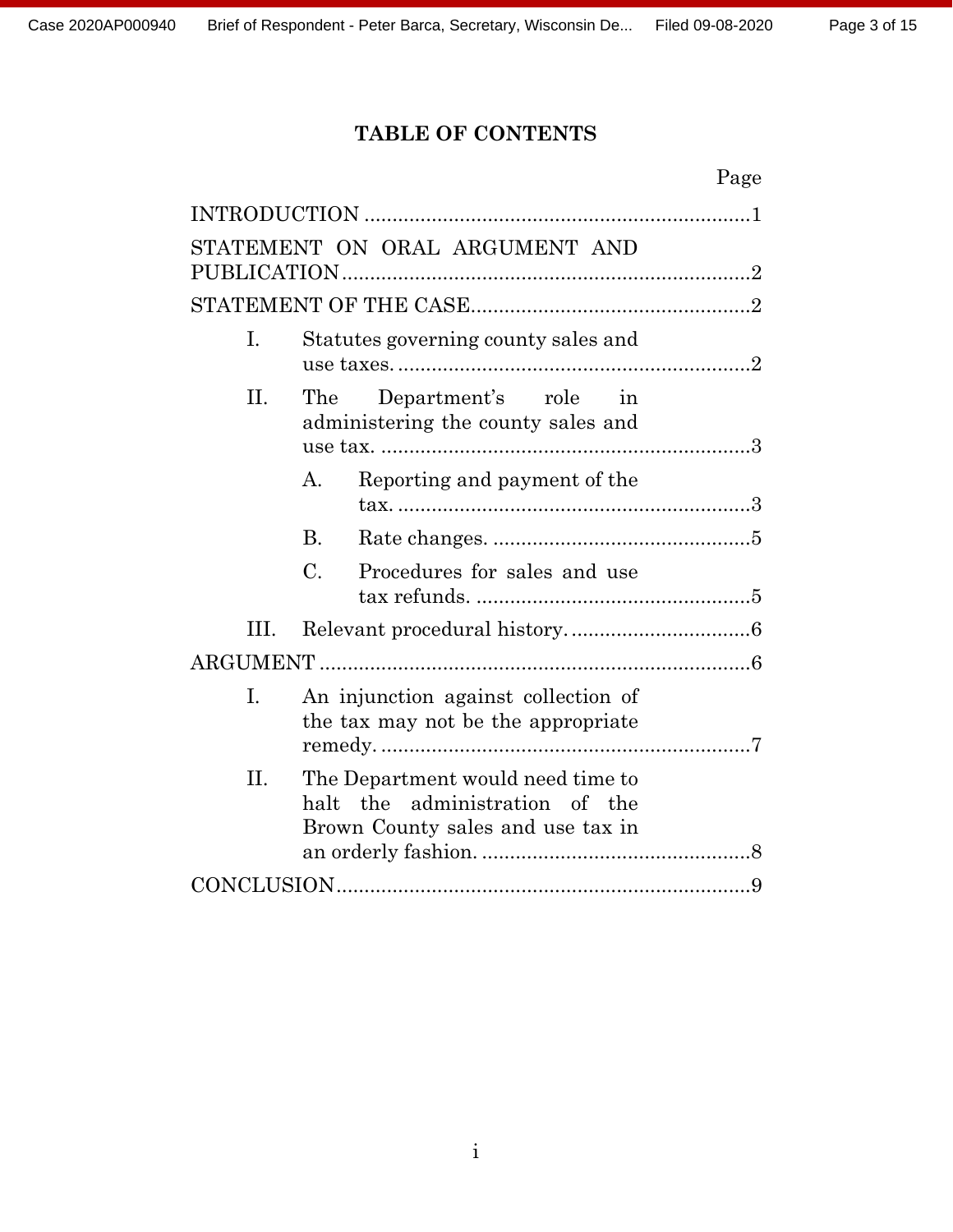# TABLE OF CONTENTS

| | Page |
|---|---|
| INTRODUCTION | 1 |
| STATEMENT ON ORAL ARGUMENT AND PUBLICATION | 2 |
| STATEMENT OF THE CASE | 2 |
| I. Statutes governing county sales and use taxes. | 2 |
| II. The Department's role in administering the county sales and use tax. | 3 |
| A. Reporting and payment of the tax. | 3 |
| B. Rate changes. | 5 |
| C. Procedures for sales and use tax refunds. | 5 |
| III. Relevant procedural history. | 6 |
| ARGUMENT | 6 |
| I. An injunction against collection of the tax may not be the appropriate remedy. | 7 |
| II. The Department would need time to halt the administration of the Brown County sales and use tax in an orderly fashion. | 8 |
| CONCLUSION | 9 |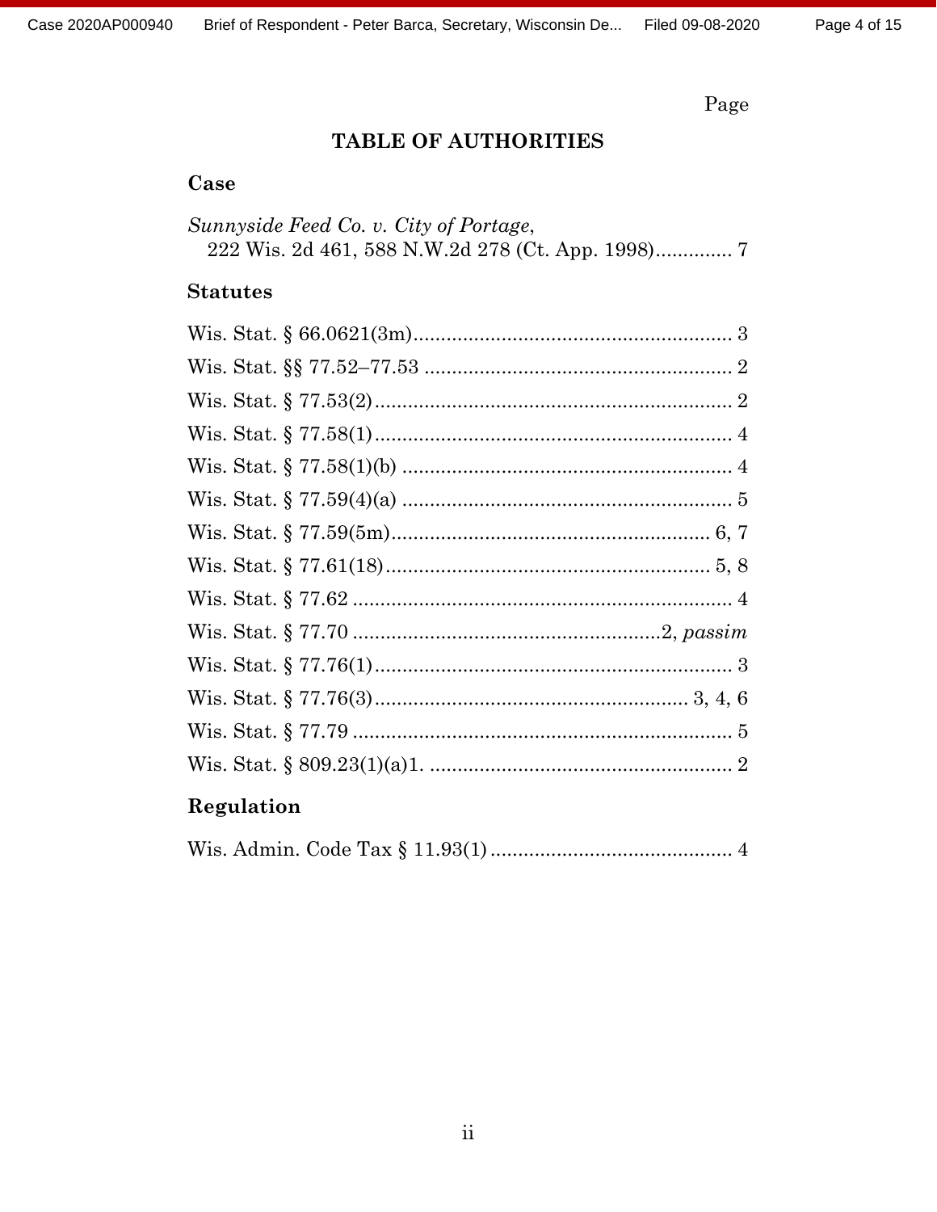Page

# TABLE OF AUTHORITIES

## Case

*Sunnyside Feed Co. v. City of Portage*,
222 Wis. 2d 461, 588 N.W.2d 278 (Ct. App. 1998).............. 7

## Statutes

Wis. Stat. § 66.0621(3m)........................................................... 3

Wis. Stat. §§ 77.52–77.53 ......................................................... 2

Wis. Stat. § 77.53(2).................................................................. 2

Wis. Stat. § 77.58(1).................................................................. 4

Wis. Stat. § 77.58(1)(b) ............................................................. 4

Wis. Stat. § 77.59(4)(a) ............................................................. 5

Wis. Stat. § 77.59(5m)........................................................... 6, 7

Wis. Stat. § 77.61(18)............................................................ 5, 8

Wis. Stat. § 77.62 ...................................................................... 4

Wis. Stat. § 77.70 ........................................................2, *passim*

Wis. Stat. § 77.76(1).................................................................. 3

Wis. Stat. § 77.76(3).......................................................... 3, 4, 6

Wis. Stat. § 77.79 ...................................................................... 5

Wis. Stat. § 809.23(1)(a)1. ........................................................ 2

## Regulation

Wis. Admin. Code Tax § 11.93(1)............................................. 4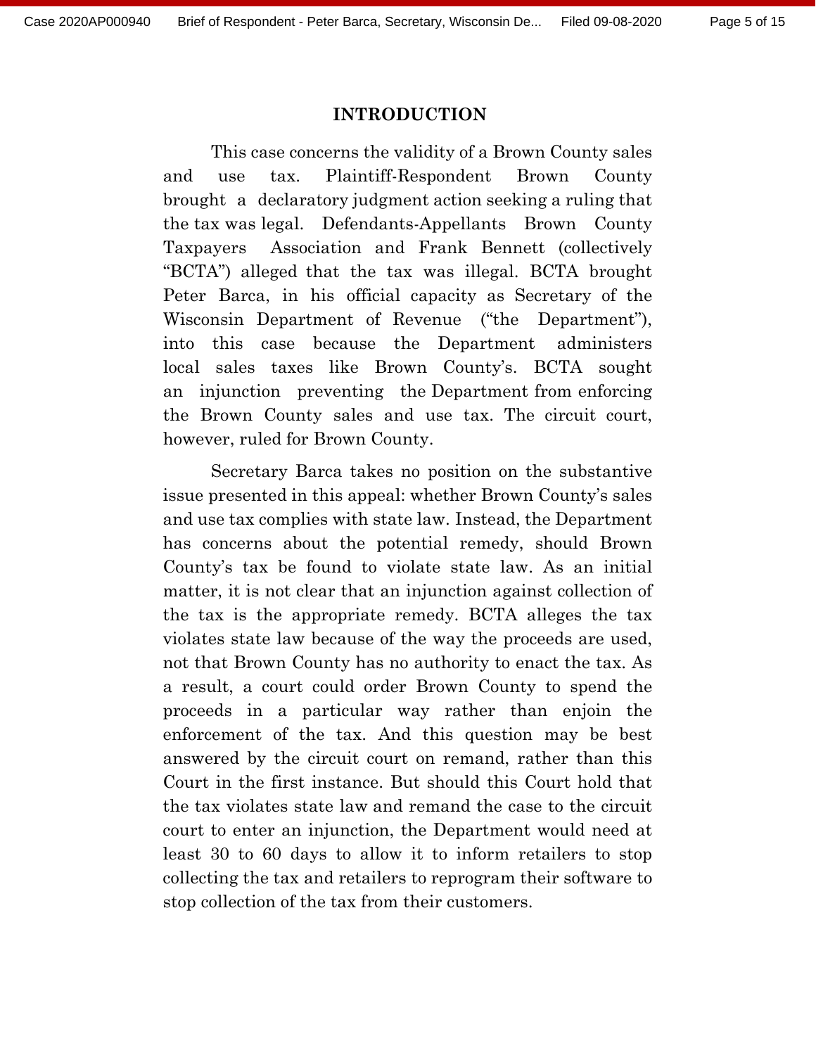# INTRODUCTION

This case concerns the validity of a Brown County sales and use tax. Plaintiff-Respondent Brown County brought a declaratory judgment action seeking a ruling that the tax was legal. Defendants-Appellants Brown County Taxpayers Association and Frank Bennett (collectively "BCTA") alleged that the tax was illegal. BCTA brought Peter Barca, in his official capacity as Secretary of the Wisconsin Department of Revenue ("the Department"), into this case because the Department administers local sales taxes like Brown County's. BCTA sought an injunction preventing the Department from enforcing the Brown County sales and use tax. The circuit court, however, ruled for Brown County.

Secretary Barca takes no position on the substantive issue presented in this appeal: whether Brown County's sales and use tax complies with state law. Instead, the Department has concerns about the potential remedy, should Brown County's tax be found to violate state law. As an initial matter, it is not clear that an injunction against collection of the tax is the appropriate remedy. BCTA alleges the tax violates state law because of the way the proceeds are used, not that Brown County has no authority to enact the tax. As a result, a court could order Brown County to spend the proceeds in a particular way rather than enjoin the enforcement of the tax. And this question may be best answered by the circuit court on remand, rather than this Court in the first instance. But should this Court hold that the tax violates state law and remand the case to the circuit court to enter an injunction, the Department would need at least 30 to 60 days to allow it to inform retailers to stop collecting the tax and retailers to reprogram their software to stop collection of the tax from their customers.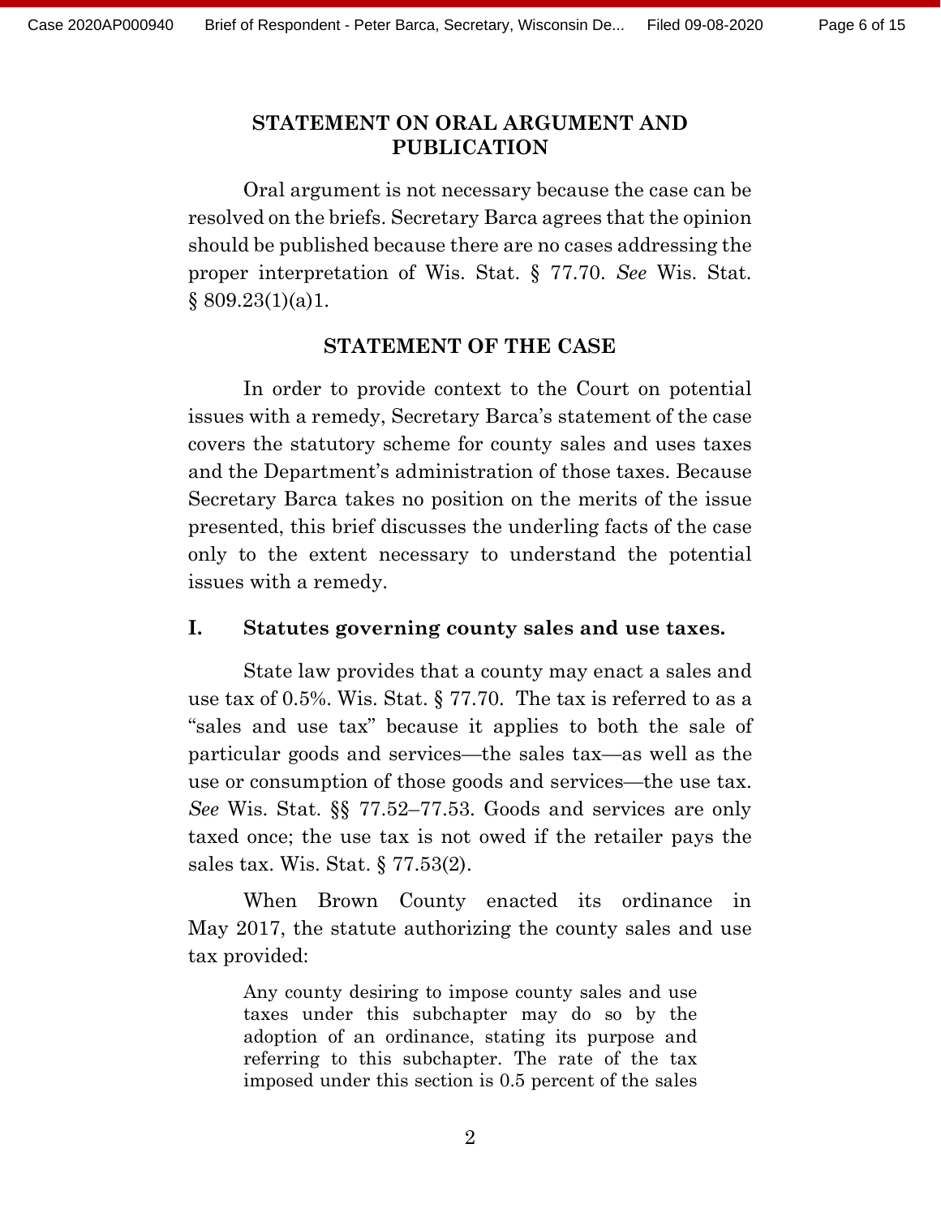## STATEMENT ON ORAL ARGUMENT AND PUBLICATION

Oral argument is not necessary because the case can be resolved on the briefs. Secretary Barca agrees that the opinion should be published because there are no cases addressing the proper interpretation of Wis. Stat. § 77.70. *See* Wis. Stat. § 809.23(1)(a)1.

## STATEMENT OF THE CASE

In order to provide context to the Court on potential issues with a remedy, Secretary Barca's statement of the case covers the statutory scheme for county sales and uses taxes and the Department's administration of those taxes. Because Secretary Barca takes no position on the merits of the issue presented, this brief discusses the underling facts of the case only to the extent necessary to understand the potential issues with a remedy.

### I. Statutes governing county sales and use taxes.

State law provides that a county may enact a sales and use tax of 0.5%. Wis. Stat. § 77.70. The tax is referred to as a "sales and use tax" because it applies to both the sale of particular goods and services—the sales tax—as well as the use or consumption of those goods and services—the use tax. *See* Wis. Stat. §§ 77.52–77.53. Goods and services are only taxed once; the use tax is not owed if the retailer pays the sales tax. Wis. Stat. § 77.53(2).

When Brown County enacted its ordinance in May 2017, the statute authorizing the county sales and use tax provided:

> Any county desiring to impose county sales and use taxes under this subchapter may do so by the adoption of an ordinance, stating its purpose and referring to this subchapter. The rate of the tax imposed under this section is 0.5 percent of the sales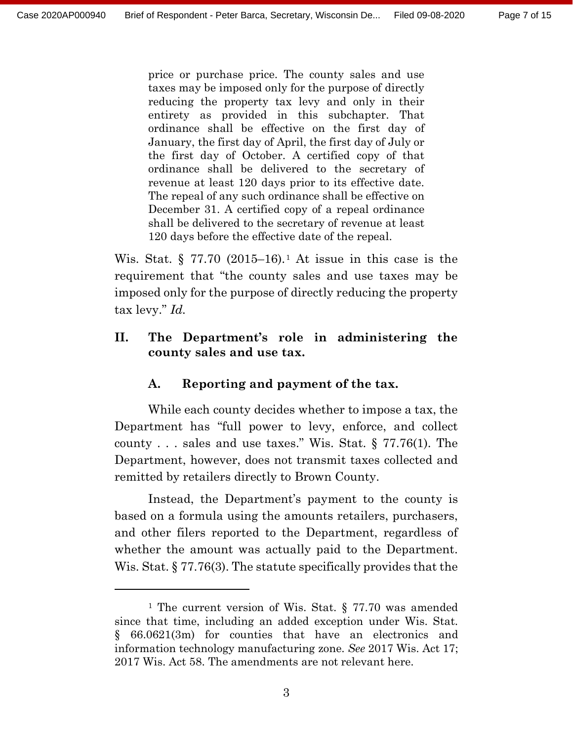> price or purchase price. The county sales and use taxes may be imposed only for the purpose of directly reducing the property tax levy and only in their entirety as provided in this subchapter. That ordinance shall be effective on the first day of January, the first day of April, the first day of July or the first day of October. A certified copy of that ordinance shall be delivered to the secretary of revenue at least 120 days prior to its effective date. The repeal of any such ordinance shall be effective on December 31. A certified copy of a repeal ordinance shall be delivered to the secretary of revenue at least 120 days before the effective date of the repeal.

Wis. Stat. § 77.70 (2015–16).[1] At issue in this case is the requirement that "the county sales and use taxes may be imposed only for the purpose of directly reducing the property tax levy." *Id.*

## II. The Department's role in administering the county sales and use tax.

### A. Reporting and payment of the tax.

While each county decides whether to impose a tax, the Department has "full power to levy, enforce, and collect county . . . sales and use taxes." Wis. Stat. § 77.76(1). The Department, however, does not transmit taxes collected and remitted by retailers directly to Brown County.

Instead, the Department's payment to the county is based on a formula using the amounts retailers, purchasers, and other filers reported to the Department, regardless of whether the amount was actually paid to the Department. Wis. Stat. § 77.76(3). The statute specifically provides that the

---

[1] The current version of Wis. Stat. § 77.70 was amended since that time, including an added exception under Wis. Stat. § 66.0621(3m) for counties that have an electronics and information technology manufacturing zone. *See* 2017 Wis. Act 17; 2017 Wis. Act 58. The amendments are not relevant here.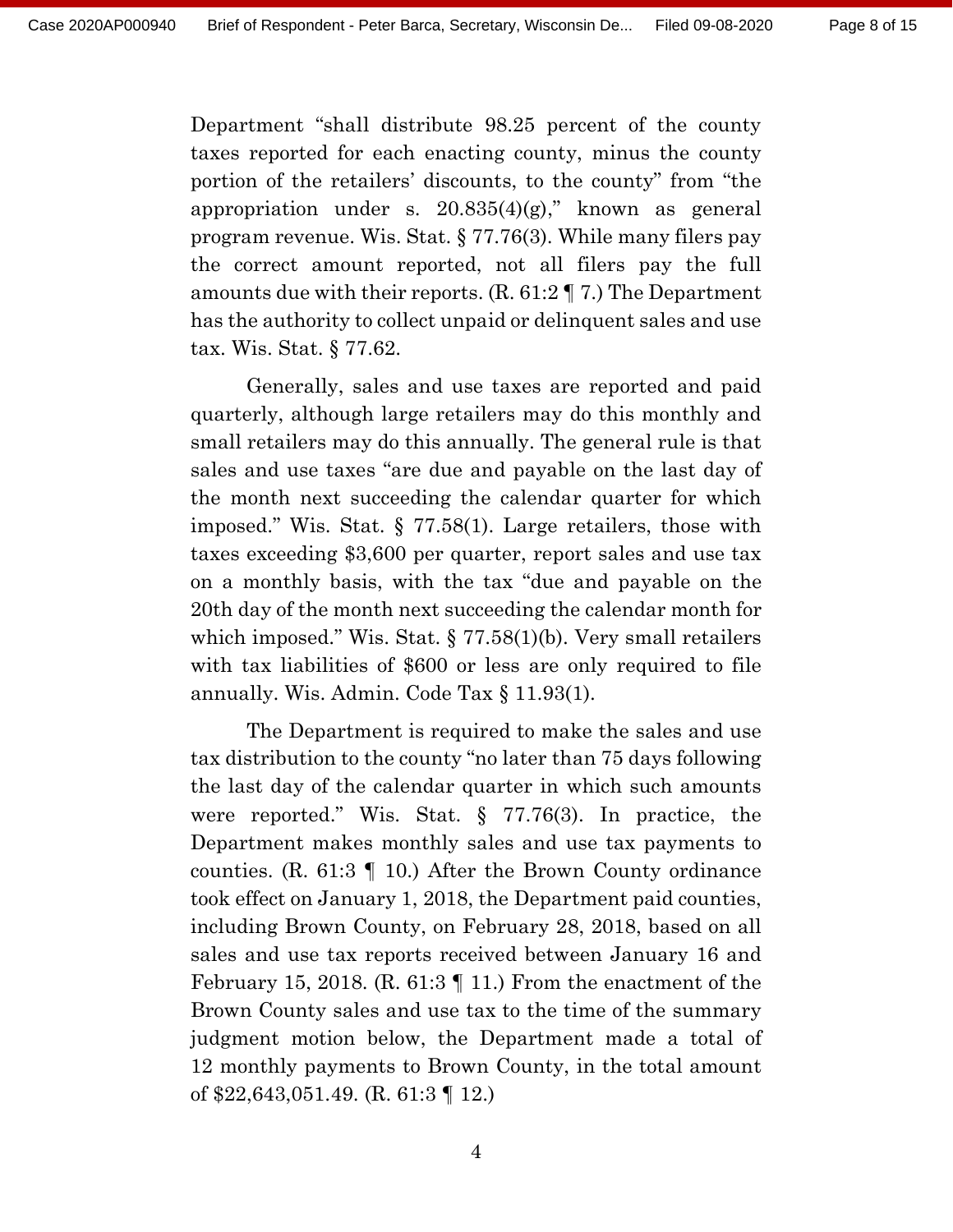Department "shall distribute 98.25 percent of the county taxes reported for each enacting county, minus the county portion of the retailers' discounts, to the county" from "the appropriation under s. 20.835(4)(g)," known as general program revenue. Wis. Stat. § 77.76(3). While many filers pay the correct amount reported, not all filers pay the full amounts due with their reports. (R. 61:2 ¶ 7.) The Department has the authority to collect unpaid or delinquent sales and use tax. Wis. Stat. § 77.62.

Generally, sales and use taxes are reported and paid quarterly, although large retailers may do this monthly and small retailers may do this annually. The general rule is that sales and use taxes "are due and payable on the last day of the month next succeeding the calendar quarter for which imposed." Wis. Stat. § 77.58(1). Large retailers, those with taxes exceeding $3,600 per quarter, report sales and use tax on a monthly basis, with the tax "due and payable on the 20th day of the month next succeeding the calendar month for which imposed." Wis. Stat. § 77.58(1)(b). Very small retailers with tax liabilities of $600 or less are only required to file annually. Wis. Admin. Code Tax § 11.93(1).

The Department is required to make the sales and use tax distribution to the county "no later than 75 days following the last day of the calendar quarter in which such amounts were reported." Wis. Stat. § 77.76(3). In practice, the Department makes monthly sales and use tax payments to counties. (R. 61:3 ¶ 10.) After the Brown County ordinance took effect on January 1, 2018, the Department paid counties, including Brown County, on February 28, 2018, based on all sales and use tax reports received between January 16 and February 15, 2018. (R. 61:3 ¶ 11.) From the enactment of the Brown County sales and use tax to the time of the summary judgment motion below, the Department made a total of 12 monthly payments to Brown County, in the total amount of $22,643,051.49. (R. 61:3 ¶ 12.)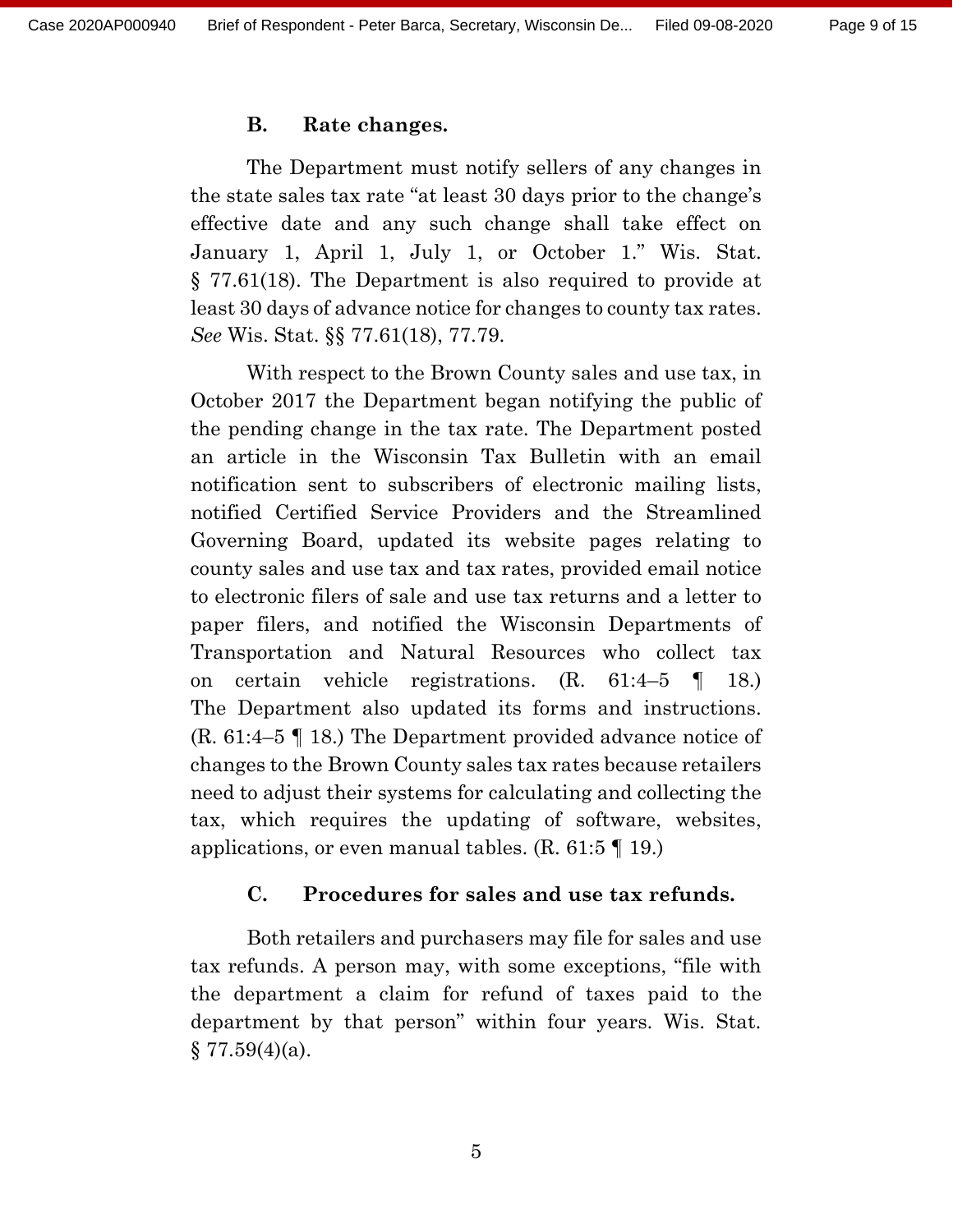### B. Rate changes.

The Department must notify sellers of any changes in the state sales tax rate "at least 30 days prior to the change's effective date and any such change shall take effect on January 1, April 1, July 1, or October 1." Wis. Stat. § 77.61(18). The Department is also required to provide at least 30 days of advance notice for changes to county tax rates. *See* Wis. Stat. §§ 77.61(18), 77.79.

With respect to the Brown County sales and use tax, in October 2017 the Department began notifying the public of the pending change in the tax rate. The Department posted an article in the Wisconsin Tax Bulletin with an email notification sent to subscribers of electronic mailing lists, notified Certified Service Providers and the Streamlined Governing Board, updated its website pages relating to county sales and use tax and tax rates, provided email notice to electronic filers of sale and use tax returns and a letter to paper filers, and notified the Wisconsin Departments of Transportation and Natural Resources who collect tax on certain vehicle registrations. (R. 61:4–5 ¶ 18.) The Department also updated its forms and instructions. (R. 61:4–5 ¶ 18.) The Department provided advance notice of changes to the Brown County sales tax rates because retailers need to adjust their systems for calculating and collecting the tax, which requires the updating of software, websites, applications, or even manual tables. (R. 61:5 ¶ 19.)

### C. Procedures for sales and use tax refunds.

Both retailers and purchasers may file for sales and use tax refunds. A person may, with some exceptions, "file with the department a claim for refund of taxes paid to the department by that person" within four years. Wis. Stat. § 77.59(4)(a).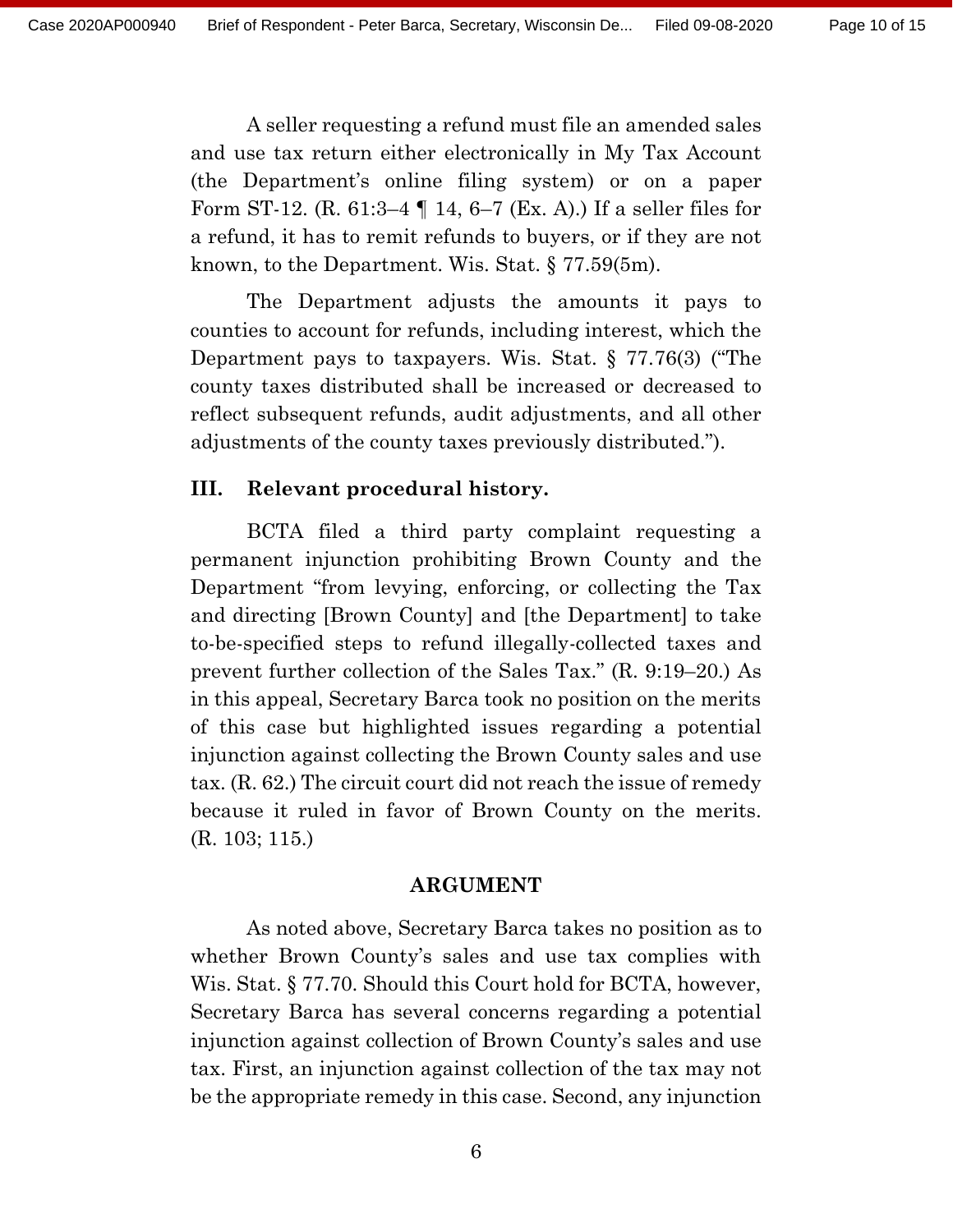A seller requesting a refund must file an amended sales and use tax return either electronically in My Tax Account (the Department's online filing system) or on a paper Form ST-12. (R. 61:3–4 ¶ 14, 6–7 (Ex. A).) If a seller files for a refund, it has to remit refunds to buyers, or if they are not known, to the Department. Wis. Stat. § 77.59(5m).

The Department adjusts the amounts it pays to counties to account for refunds, including interest, which the Department pays to taxpayers. Wis. Stat. § 77.76(3) ("The county taxes distributed shall be increased or decreased to reflect subsequent refunds, audit adjustments, and all other adjustments of the county taxes previously distributed.").

## III. Relevant procedural history.

BCTA filed a third party complaint requesting a permanent injunction prohibiting Brown County and the Department "from levying, enforcing, or collecting the Tax and directing [Brown County] and [the Department] to take to-be-specified steps to refund illegally-collected taxes and prevent further collection of the Sales Tax." (R. 9:19–20.) As in this appeal, Secretary Barca took no position on the merits of this case but highlighted issues regarding a potential injunction against collecting the Brown County sales and use tax. (R. 62.) The circuit court did not reach the issue of remedy because it ruled in favor of Brown County on the merits. (R. 103; 115.)

## ARGUMENT

As noted above, Secretary Barca takes no position as to whether Brown County's sales and use tax complies with Wis. Stat. § 77.70. Should this Court hold for BCTA, however, Secretary Barca has several concerns regarding a potential injunction against collection of Brown County's sales and use tax. First, an injunction against collection of the tax may not be the appropriate remedy in this case. Second, any injunction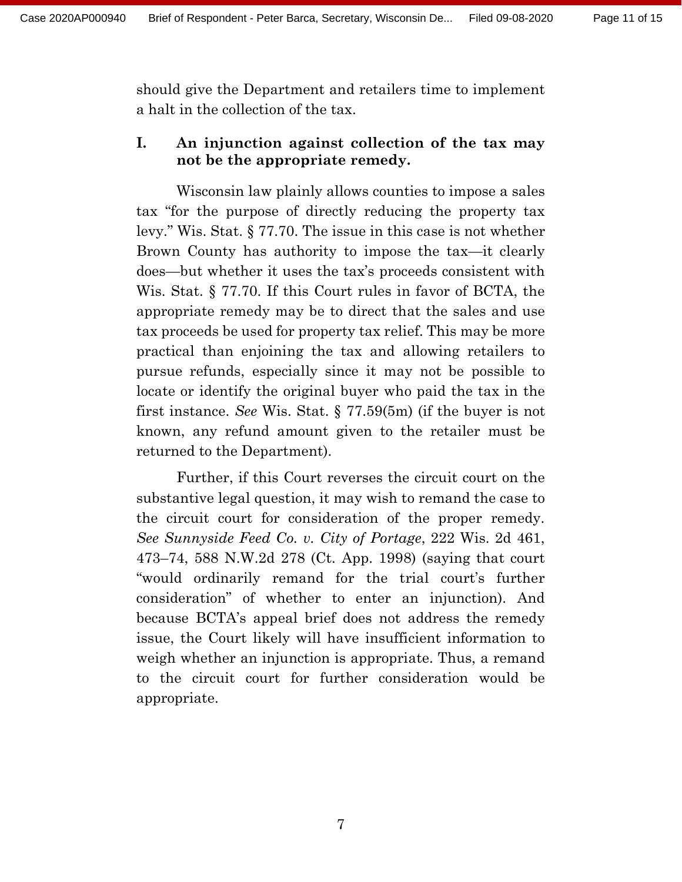should give the Department and retailers time to implement a halt in the collection of the tax.

## I. An injunction against collection of the tax may not be the appropriate remedy.

Wisconsin law plainly allows counties to impose a sales tax "for the purpose of directly reducing the property tax levy." Wis. Stat. § 77.70. The issue in this case is not whether Brown County has authority to impose the tax—it clearly does—but whether it uses the tax's proceeds consistent with Wis. Stat. § 77.70. If this Court rules in favor of BCTA, the appropriate remedy may be to direct that the sales and use tax proceeds be used for property tax relief. This may be more practical than enjoining the tax and allowing retailers to pursue refunds, especially since it may not be possible to locate or identify the original buyer who paid the tax in the first instance. *See* Wis. Stat. § 77.59(5m) (if the buyer is not known, any refund amount given to the retailer must be returned to the Department).

Further, if this Court reverses the circuit court on the substantive legal question, it may wish to remand the case to the circuit court for consideration of the proper remedy. *See Sunnyside Feed Co. v. City of Portage*, 222 Wis. 2d 461, 473–74, 588 N.W.2d 278 (Ct. App. 1998) (saying that court "would ordinarily remand for the trial court's further consideration" of whether to enter an injunction). And because BCTA's appeal brief does not address the remedy issue, the Court likely will have insufficient information to weigh whether an injunction is appropriate. Thus, a remand to the circuit court for further consideration would be appropriate.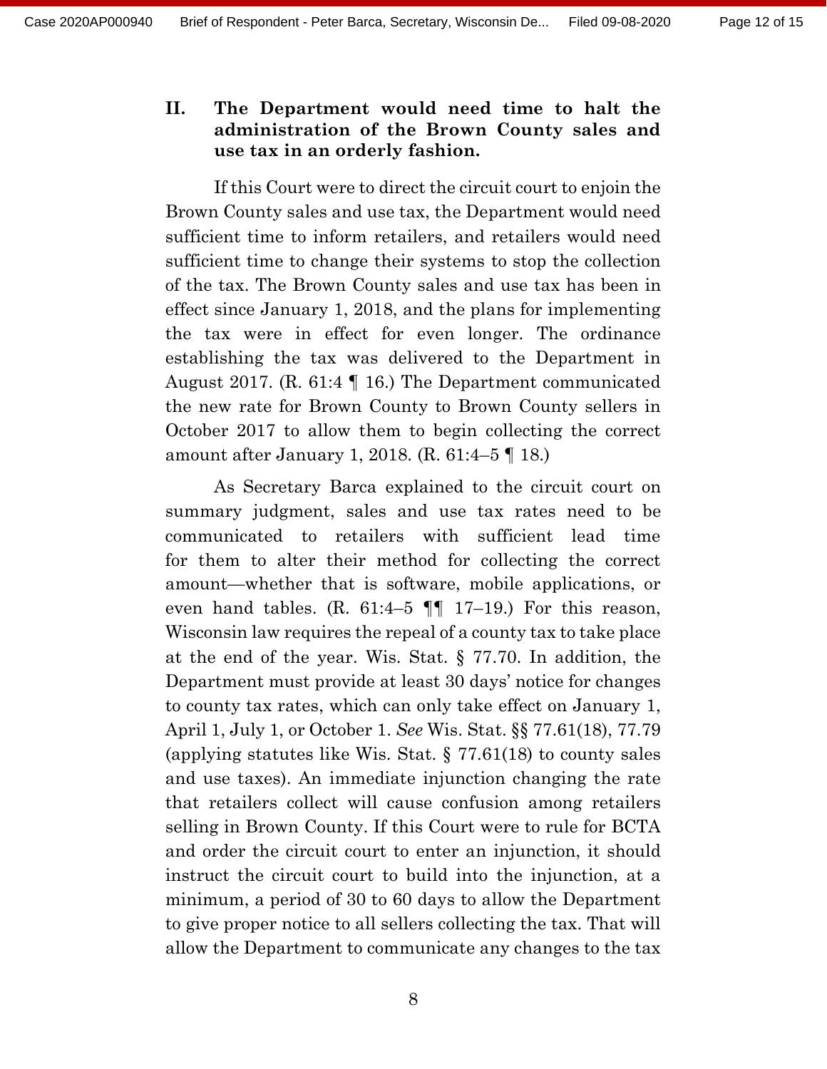## II. The Department would need time to halt the administration of the Brown County sales and use tax in an orderly fashion.

If this Court were to direct the circuit court to enjoin the Brown County sales and use tax, the Department would need sufficient time to inform retailers, and retailers would need sufficient time to change their systems to stop the collection of the tax. The Brown County sales and use tax has been in effect since January 1, 2018, and the plans for implementing the tax were in effect for even longer. The ordinance establishing the tax was delivered to the Department in August 2017. (R. 61:4 ¶ 16.) The Department communicated the new rate for Brown County to Brown County sellers in October 2017 to allow them to begin collecting the correct amount after January 1, 2018. (R. 61:4–5 ¶ 18.)

As Secretary Barca explained to the circuit court on summary judgment, sales and use tax rates need to be communicated to retailers with sufficient lead time for them to alter their method for collecting the correct amount—whether that is software, mobile applications, or even hand tables. (R. 61:4–5 ¶¶ 17–19.) For this reason, Wisconsin law requires the repeal of a county tax to take place at the end of the year. Wis. Stat. § 77.70. In addition, the Department must provide at least 30 days' notice for changes to county tax rates, which can only take effect on January 1, April 1, July 1, or October 1. *See* Wis. Stat. §§ 77.61(18), 77.79 (applying statutes like Wis. Stat. § 77.61(18) to county sales and use taxes). An immediate injunction changing the rate that retailers collect will cause confusion among retailers selling in Brown County. If this Court were to rule for BCTA and order the circuit court to enter an injunction, it should instruct the circuit court to build into the injunction, at a minimum, a period of 30 to 60 days to allow the Department to give proper notice to all sellers collecting the tax. That will allow the Department to communicate any changes to the tax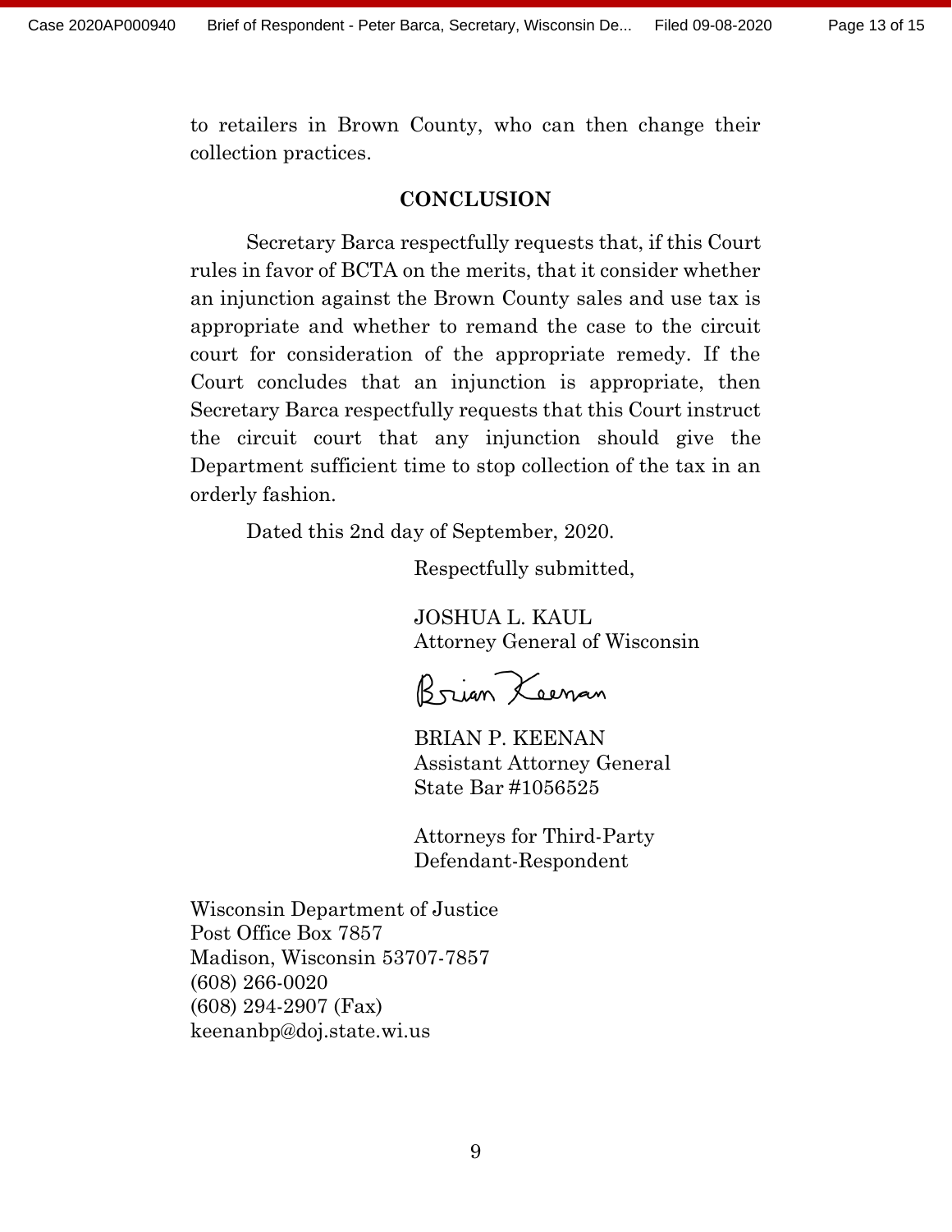to retailers in Brown County, who can then change their collection practices.

## CONCLUSION

Secretary Barca respectfully requests that, if this Court rules in favor of BCTA on the merits, that it consider whether an injunction against the Brown County sales and use tax is appropriate and whether to remand the case to the circuit court for consideration of the appropriate remedy. If the Court concludes that an injunction is appropriate, then Secretary Barca respectfully requests that this Court instruct the circuit court that any injunction should give the Department sufficient time to stop collection of the tax in an orderly fashion.

Dated this 2nd day of September, 2020.

Respectfully submitted,

JOSHUA L. KAUL
Attorney General of Wisconsin

Brian Keenan

BRIAN P. KEENAN
Assistant Attorney General
State Bar #1056525

Attorneys for Third-Party Defendant-Respondent

Wisconsin Department of Justice
Post Office Box 7857
Madison, Wisconsin 53707-7857
(608) 266-0020
(608) 294-2907 (Fax)
keenanbp@doj.state.wi.us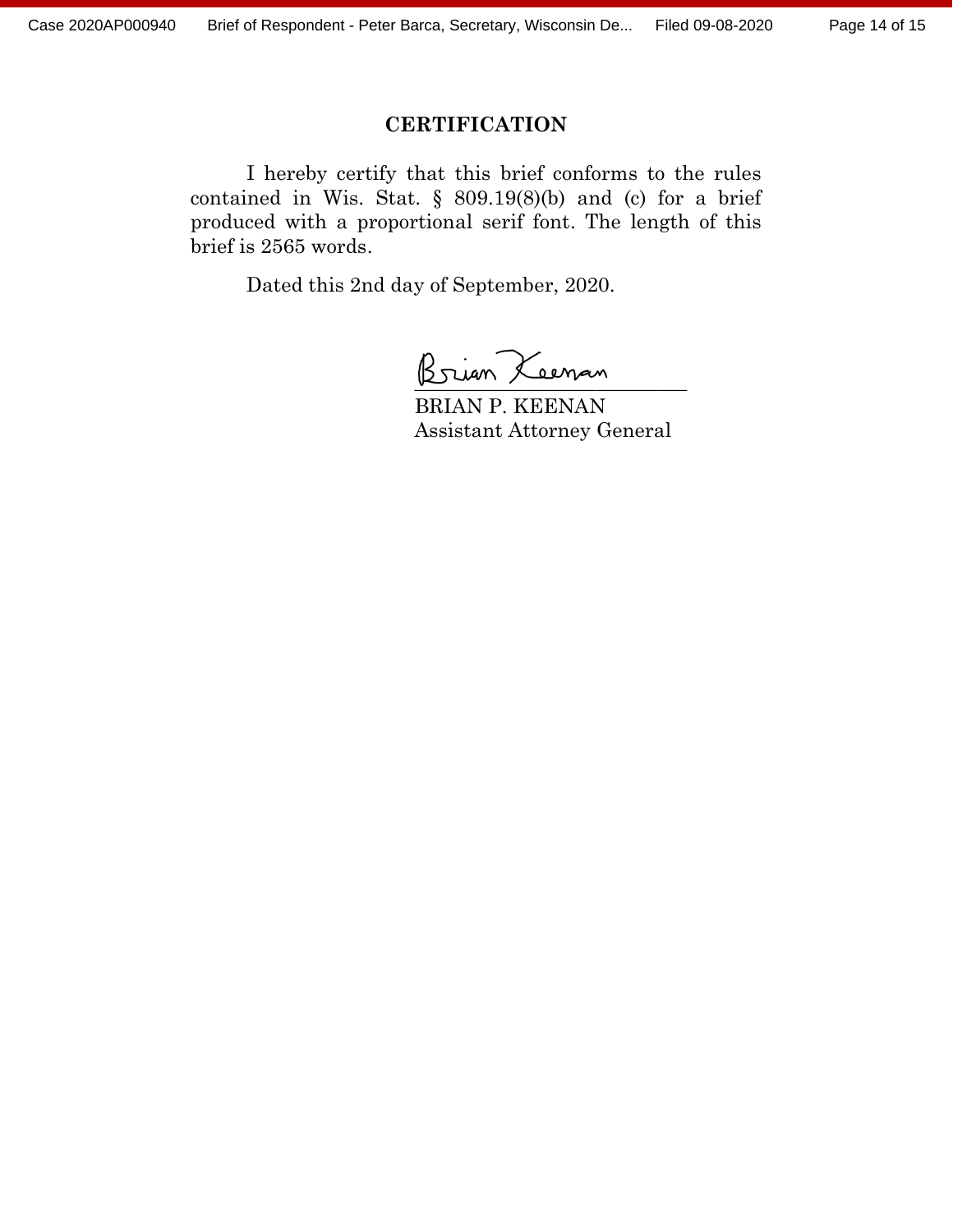## CERTIFICATION

I hereby certify that this brief conforms to the rules contained in Wis. Stat. § 809.19(8)(b) and (c) for a brief produced with a proportional serif font. The length of this brief is 2565 words.

Dated this 2nd day of September, 2020.

Brian Keenan

BRIAN P. KEENAN
Assistant Attorney General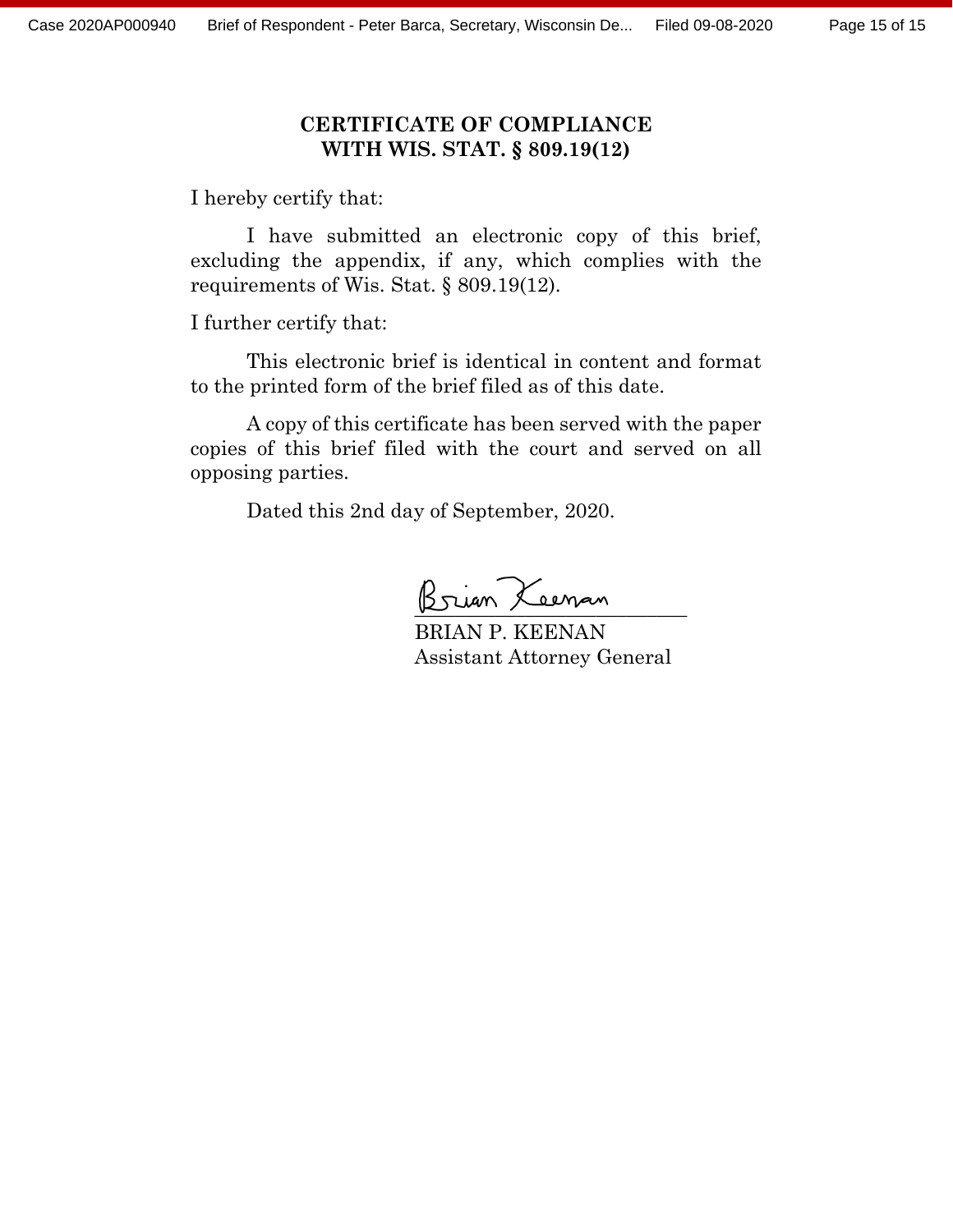## CERTIFICATE OF COMPLIANCE WITH WIS. STAT. § 809.19(12)

I hereby certify that:

I have submitted an electronic copy of this brief, excluding the appendix, if any, which complies with the requirements of Wis. Stat. § 809.19(12).

I further certify that:

This electronic brief is identical in content and format to the printed form of the brief filed as of this date.

A copy of this certificate has been served with the paper copies of this brief filed with the court and served on all opposing parties.

Dated this 2nd day of September, 2020.

Brian Keenan

BRIAN P. KEENAN
Assistant Attorney General